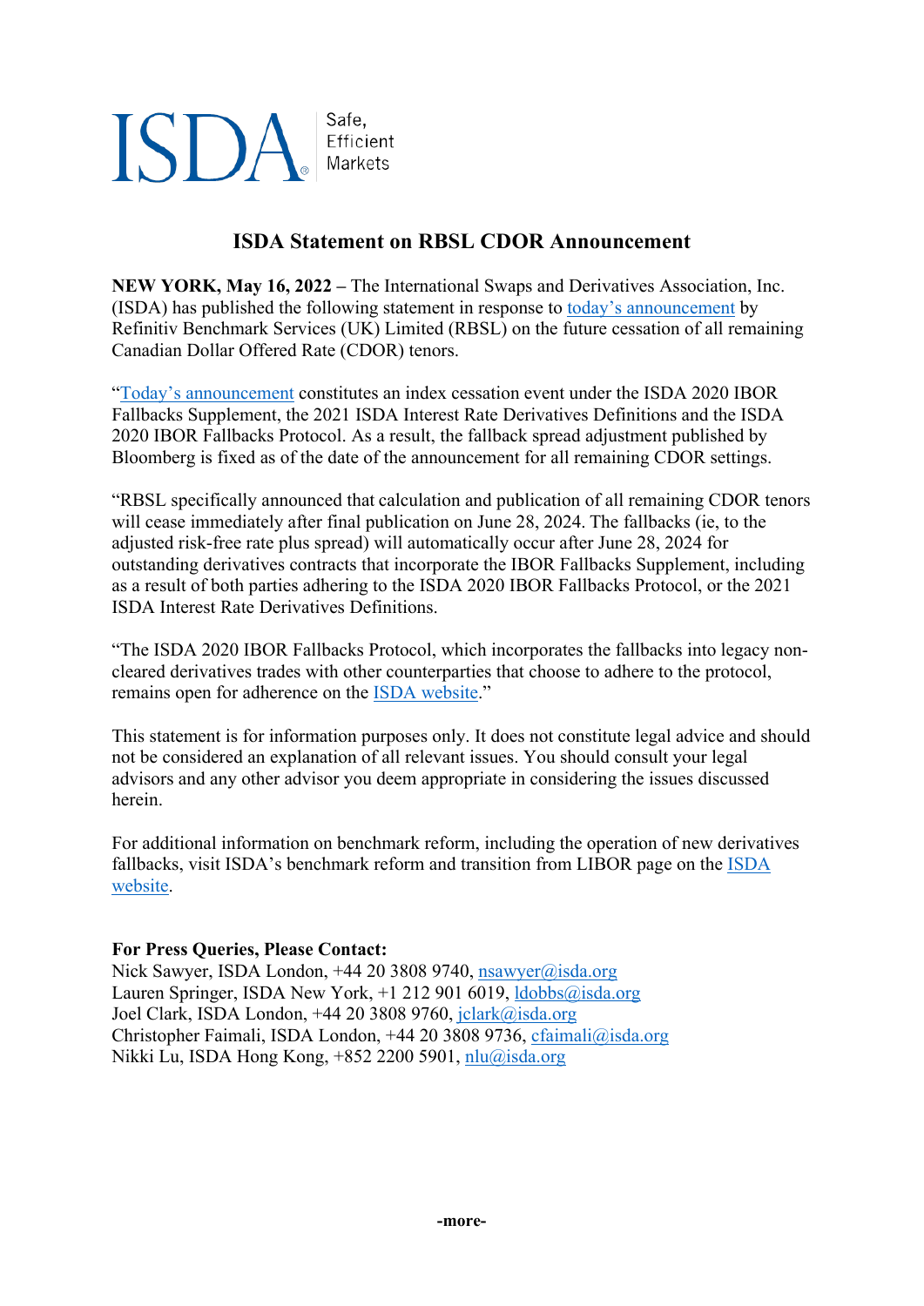ISDA® Safe, Efficient Markets

# ISDA Statement on RBSL CDOR Announcement

**NEW YORK, May 16, 2022 –** The International Swaps and Derivatives Association, Inc. (ISDA) has published the following statement in response to today's announcement by Refinitiv Benchmark Services (UK) Limited (RBSL) on the future cessation of all remaining Canadian Dollar Offered Rate (CDOR) tenors.

"Today's announcement constitutes an index cessation event under the ISDA 2020 IBOR Fallbacks Supplement, the 2021 ISDA Interest Rate Derivatives Definitions and the ISDA 2020 IBOR Fallbacks Protocol. As a result, the fallback spread adjustment published by Bloomberg is fixed as of the date of the announcement for all remaining CDOR settings.

"RBSL specifically announced that calculation and publication of all remaining CDOR tenors will cease immediately after final publication on June 28, 2024. The fallbacks (ie, to the adjusted risk-free rate plus spread) will automatically occur after June 28, 2024 for outstanding derivatives contracts that incorporate the IBOR Fallbacks Supplement, including as a result of both parties adhering to the ISDA 2020 IBOR Fallbacks Protocol, or the 2021 ISDA Interest Rate Derivatives Definitions.

"The ISDA 2020 IBOR Fallbacks Protocol, which incorporates the fallbacks into legacy non-cleared derivatives trades with other counterparties that choose to adhere to the protocol, remains open for adherence on the ISDA website."

This statement is for information purposes only. It does not constitute legal advice and should not be considered an explanation of all relevant issues. You should consult your legal advisors and any other advisor you deem appropriate in considering the issues discussed herein.

For additional information on benchmark reform, including the operation of new derivatives fallbacks, visit ISDA's benchmark reform and transition from LIBOR page on the ISDA website.

**For Press Queries, Please Contact:**
Nick Sawyer, ISDA London, +44 20 3808 9740, nsawyer@isda.org
Lauren Springer, ISDA New York, +1 212 901 6019, ldobbs@isda.org
Joel Clark, ISDA London, +44 20 3808 9760, jclark@isda.org
Christopher Faimali, ISDA London, +44 20 3808 9736, cfaimali@isda.org
Nikki Lu, ISDA Hong Kong, +852 2200 5901, nlu@isda.org

**-more-**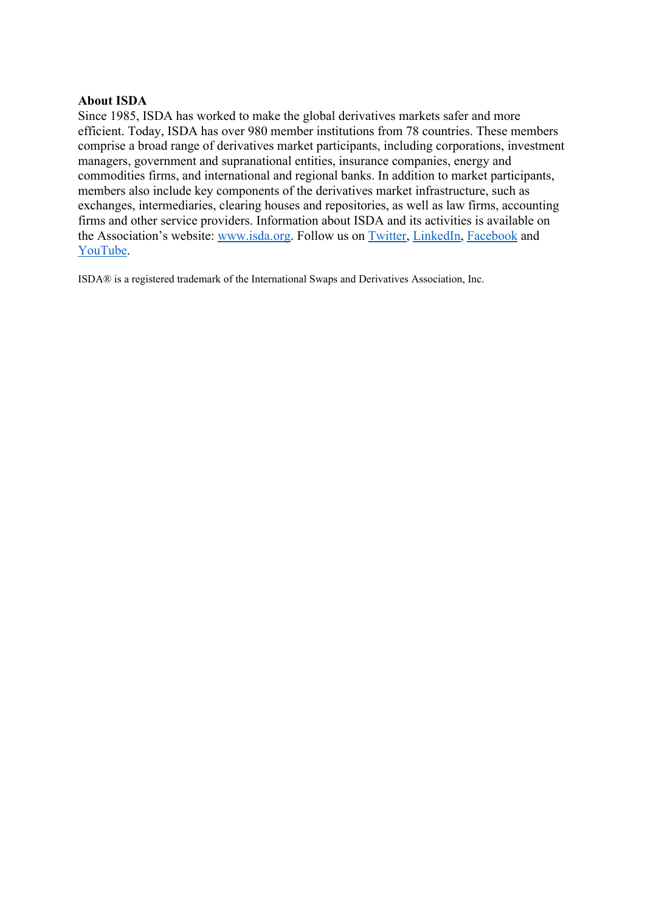**About ISDA**

Since 1985, ISDA has worked to make the global derivatives markets safer and more efficient. Today, ISDA has over 980 member institutions from 78 countries. These members comprise a broad range of derivatives market participants, including corporations, investment managers, government and supranational entities, insurance companies, energy and commodities firms, and international and regional banks. In addition to market participants, members also include key components of the derivatives market infrastructure, such as exchanges, intermediaries, clearing houses and repositories, as well as law firms, accounting firms and other service providers. Information about ISDA and its activities is available on the Association's website: [www.isda.org](http://www.isda.org). Follow us on [Twitter](https://twitter.com/ISDA), [LinkedIn](https://www.linkedin.com/company/isda), [Facebook](https://www.facebook.com/ISDA.org) and [YouTube](https://www.youtube.com/user/ISDAVideos).

ISDA® is a registered trademark of the International Swaps and Derivatives Association, Inc.